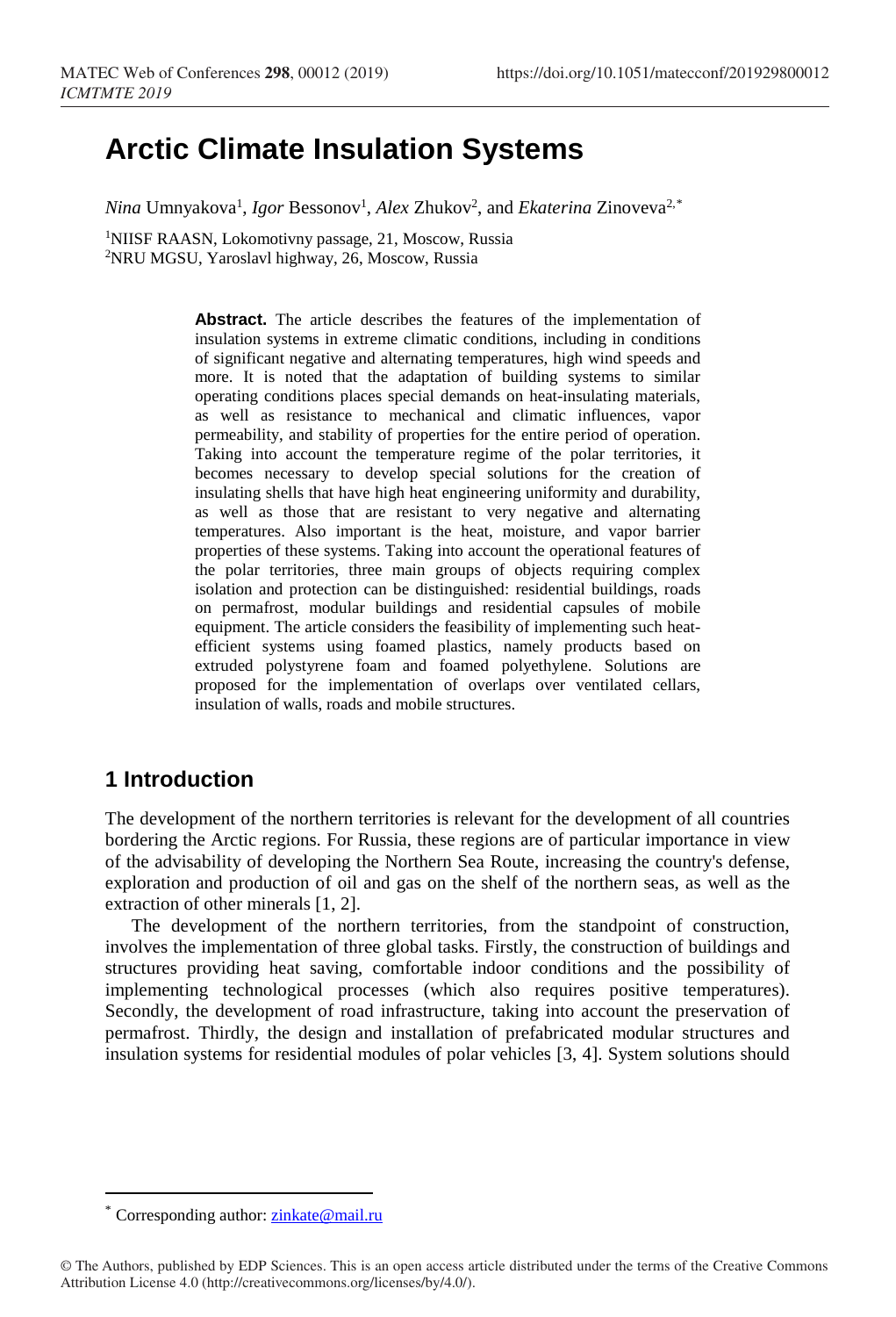# Arctic Climate Insulation Systems

*Nina* Umnyakova[1], *Igor* Bessonov[1], *Alex* Zhukov[2], and *Ekaterina* Zinoveva[2,*]

[1]NIISF RAASN, Lokomotivny passage, 21, Moscow, Russia
[2]NRU MGSU, Yaroslavl highway, 26, Moscow, Russia

**Abstract.** The article describes the features of the implementation of insulation systems in extreme climatic conditions, including in conditions of significant negative and alternating temperatures, high wind speeds and more. It is noted that the adaptation of building systems to similar operating conditions places special demands on heat-insulating materials, as well as resistance to mechanical and climatic influences, vapor permeability, and stability of properties for the entire period of operation. Taking into account the temperature regime of the polar territories, it becomes necessary to develop special solutions for the creation of insulating shells that have high heat engineering uniformity and durability, as well as those that are resistant to very negative and alternating temperatures. Also important is the heat, moisture, and vapor barrier properties of these systems. Taking into account the operational features of the polar territories, three main groups of objects requiring complex isolation and protection can be distinguished: residential buildings, roads on permafrost, modular buildings and residential capsules of mobile equipment. The article considers the feasibility of implementing such heat-efficient systems using foamed plastics, namely products based on extruded polystyrene foam and foamed polyethylene. Solutions are proposed for the implementation of overlaps over ventilated cellars, insulation of walls, roads and mobile structures.

## 1 Introduction

The development of the northern territories is relevant for the development of all countries bordering the Arctic regions. For Russia, these regions are of particular importance in view of the advisability of developing the Northern Sea Route, increasing the country's defense, exploration and production of oil and gas on the shelf of the northern seas, as well as the extraction of other minerals [1, 2].

The development of the northern territories, from the standpoint of construction, involves the implementation of three global tasks. Firstly, the construction of buildings and structures providing heat saving, comfortable indoor conditions and the possibility of implementing technological processes (which also requires positive temperatures). Secondly, the development of road infrastructure, taking into account the preservation of permafrost. Thirdly, the design and installation of prefabricated modular structures and insulation systems for residential modules of polar vehicles [3, 4]. System solutions should

* Corresponding author: zinkate@mail.ru

© The Authors, published by EDP Sciences. This is an open access article distributed under the terms of the Creative Commons Attribution License 4.0 (http://creativecommons.org/licenses/by/4.0/).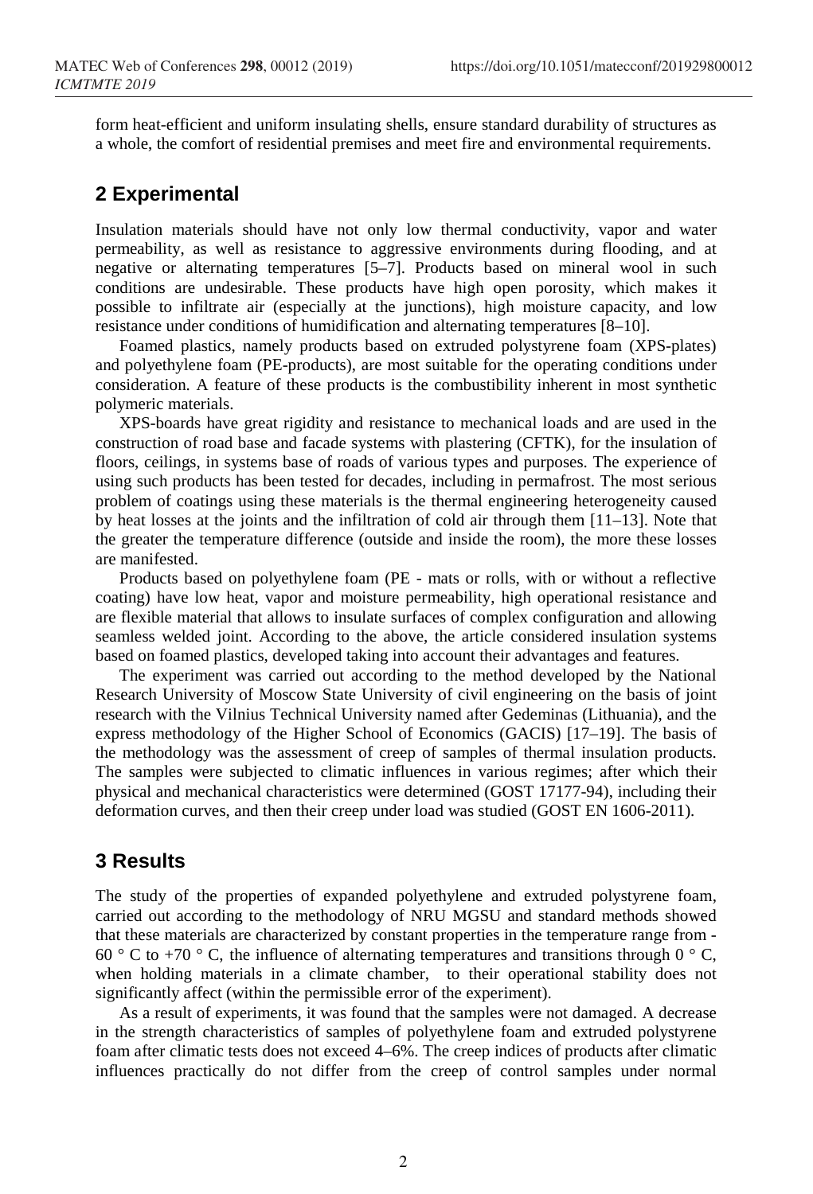form heat-efficient and uniform insulating shells, ensure standard durability of structures as a whole, the comfort of residential premises and meet fire and environmental requirements.

## 2 Experimental

Insulation materials should have not only low thermal conductivity, vapor and water permeability, as well as resistance to aggressive environments during flooding, and at negative or alternating temperatures [5–7]. Products based on mineral wool in such conditions are undesirable. These products have high open porosity, which makes it possible to infiltrate air (especially at the junctions), high moisture capacity, and low resistance under conditions of humidification and alternating temperatures [8–10].

Foamed plastics, namely products based on extruded polystyrene foam (XPS-plates) and polyethylene foam (PE-products), are most suitable for the operating conditions under consideration. A feature of these products is the combustibility inherent in most synthetic polymeric materials.

XPS-boards have great rigidity and resistance to mechanical loads and are used in the construction of road base and facade systems with plastering (CFTK), for the insulation of floors, ceilings, in systems base of roads of various types and purposes. The experience of using such products has been tested for decades, including in permafrost. The most serious problem of coatings using these materials is the thermal engineering heterogeneity caused by heat losses at the joints and the infiltration of cold air through them [11–13]. Note that the greater the temperature difference (outside and inside the room), the more these losses are manifested.

Products based on polyethylene foam (PE - mats or rolls, with or without a reflective coating) have low heat, vapor and moisture permeability, high operational resistance and are flexible material that allows to insulate surfaces of complex configuration and allowing seamless welded joint. According to the above, the article considered insulation systems based on foamed plastics, developed taking into account their advantages and features.

The experiment was carried out according to the method developed by the National Research University of Moscow State University of civil engineering on the basis of joint research with the Vilnius Technical University named after Gedeminas (Lithuania), and the express methodology of the Higher School of Economics (GACIS) [17–19]. The basis of the methodology was the assessment of creep of samples of thermal insulation products. The samples were subjected to climatic influences in various regimes; after which their physical and mechanical characteristics were determined (GOST 17177-94), including their deformation curves, and then their creep under load was studied (GOST EN 1606-2011).

## 3 Results

The study of the properties of expanded polyethylene and extruded polystyrene foam, carried out according to the methodology of NRU MGSU and standard methods showed that these materials are characterized by constant properties in the temperature range from -60 ° C to +70 ° C, the influence of alternating temperatures and transitions through 0 ° C, when holding materials in a climate chamber, to their operational stability does not significantly affect (within the permissible error of the experiment).

As a result of experiments, it was found that the samples were not damaged. A decrease in the strength characteristics of samples of polyethylene foam and extruded polystyrene foam after climatic tests does not exceed 4–6%. The creep indices of products after climatic influences practically do not differ from the creep of control samples under normal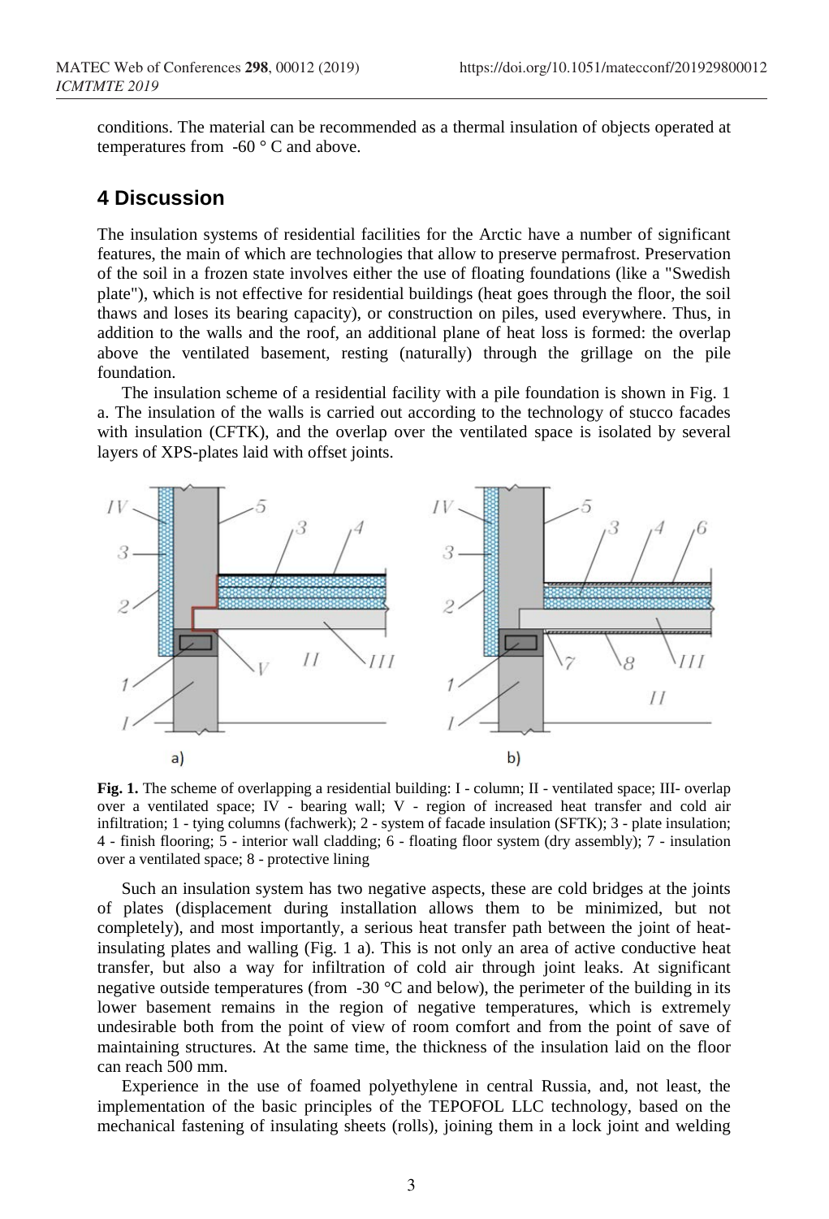conditions. The material can be recommended as a thermal insulation of objects operated at temperatures from -60 ° C and above.

## 4 Discussion

The insulation systems of residential facilities for the Arctic have a number of significant features, the main of which are technologies that allow to preserve permafrost. Preservation of the soil in a frozen state involves either the use of floating foundations (like a "Swedish plate"), which is not effective for residential buildings (heat goes through the floor, the soil thaws and loses its bearing capacity), or construction on piles, used everywhere. Thus, in addition to the walls and the roof, an additional plane of heat loss is formed: the overlap above the ventilated basement, resting (naturally) through the grillage on the pile foundation.

The insulation scheme of a residential facility with a pile foundation is shown in Fig. 1 a. The insulation of the walls is carried out according to the technology of stucco facades with insulation (CFTK), and the overlap over the ventilated space is isolated by several layers of XPS-plates laid with offset joints.

**Fig. 1.** The scheme of overlapping a residential building: I - column; II - ventilated space; III- overlap over a ventilated space; IV - bearing wall; V - region of increased heat transfer and cold air infiltration; 1 - tying columns (fachwerk); 2 - system of facade insulation (SFTK); 3 - plate insulation; 4 - finish flooring; 5 - interior wall cladding; 6 - floating floor system (dry assembly); 7 - insulation over a ventilated space; 8 - protective lining

Such an insulation system has two negative aspects, these are cold bridges at the joints of plates (displacement during installation allows them to be minimized, but not completely), and most importantly, a serious heat transfer path between the joint of heat-insulating plates and walling (Fig. 1 a). This is not only an area of active conductive heat transfer, but also a way for infiltration of cold air through joint leaks. At significant negative outside temperatures (from -30 °C and below), the perimeter of the building in its lower basement remains in the region of negative temperatures, which is extremely undesirable both from the point of view of room comfort and from the point of save of maintaining structures. At the same time, the thickness of the insulation laid on the floor can reach 500 mm.

Experience in the use of foamed polyethylene in central Russia, and, not least, the implementation of the basic principles of the TEPOFOL LLC technology, based on the mechanical fastening of insulating sheets (rolls), joining them in a lock joint and welding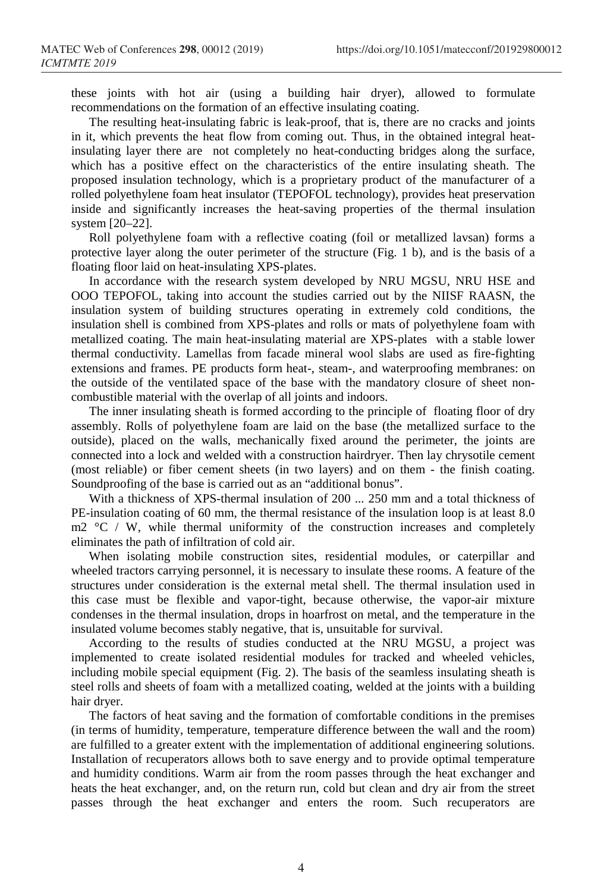these joints with hot air (using a building hair dryer), allowed to formulate recommendations on the formation of an effective insulating coating.

The resulting heat-insulating fabric is leak-proof, that is, there are no cracks and joints in it, which prevents the heat flow from coming out. Thus, in the obtained integral heat-insulating layer there are not completely no heat-conducting bridges along the surface, which has a positive effect on the characteristics of the entire insulating sheath. The proposed insulation technology, which is a proprietary product of the manufacturer of a rolled polyethylene foam heat insulator (TEPOFOL technology), provides heat preservation inside and significantly increases the heat-saving properties of the thermal insulation system [20–22].

Roll polyethylene foam with a reflective coating (foil or metallized lavsan) forms a protective layer along the outer perimeter of the structure (Fig. 1 b), and is the basis of a floating floor laid on heat-insulating XPS-plates.

In accordance with the research system developed by NRU MGSU, NRU HSE and OOO TEPOFOL, taking into account the studies carried out by the NIISF RAASN, the insulation system of building structures operating in extremely cold conditions, the insulation shell is combined from XPS-plates and rolls or mats of polyethylene foam with metallized coating. The main heat-insulating material are XPS-plates with a stable lower thermal conductivity. Lamellas from facade mineral wool slabs are used as fire-fighting extensions and frames. PE products form heat-, steam-, and waterproofing membranes: on the outside of the ventilated space of the base with the mandatory closure of sheet non-combustible material with the overlap of all joints and indoors.

The inner insulating sheath is formed according to the principle of floating floor of dry assembly. Rolls of polyethylene foam are laid on the base (the metallized surface to the outside), placed on the walls, mechanically fixed around the perimeter, the joints are connected into a lock and welded with a construction hairdryer. Then lay chrysotile cement (most reliable) or fiber cement sheets (in two layers) and on them - the finish coating. Soundproofing of the base is carried out as an “additional bonus”.

With a thickness of XPS-thermal insulation of 200 ... 250 mm and a total thickness of PE-insulation coating of 60 mm, the thermal resistance of the insulation loop is at least 8.0 $m^2$ °C / W, while thermal uniformity of the construction increases and completely eliminates the path of infiltration of cold air.

When isolating mobile construction sites, residential modules, or caterpillar and wheeled tractors carrying personnel, it is necessary to insulate these rooms. A feature of the structures under consideration is the external metal shell. The thermal insulation used in this case must be flexible and vapor-tight, because otherwise, the vapor-air mixture condenses in the thermal insulation, drops in hoarfrost on metal, and the temperature in the insulated volume becomes stably negative, that is, unsuitable for survival.

According to the results of studies conducted at the NRU MGSU, a project was implemented to create isolated residential modules for tracked and wheeled vehicles, including mobile special equipment (Fig. 2). The basis of the seamless insulating sheath is steel rolls and sheets of foam with a metallized coating, welded at the joints with a building hair dryer.

The factors of heat saving and the formation of comfortable conditions in the premises (in terms of humidity, temperature, temperature difference between the wall and the room) are fulfilled to a greater extent with the implementation of additional engineering solutions. Installation of recuperators allows both to save energy and to provide optimal temperature and humidity conditions. Warm air from the room passes through the heat exchanger and heats the heat exchanger, and, on the return run, cold but clean and dry air from the street passes through the heat exchanger and enters the room. Such recuperators are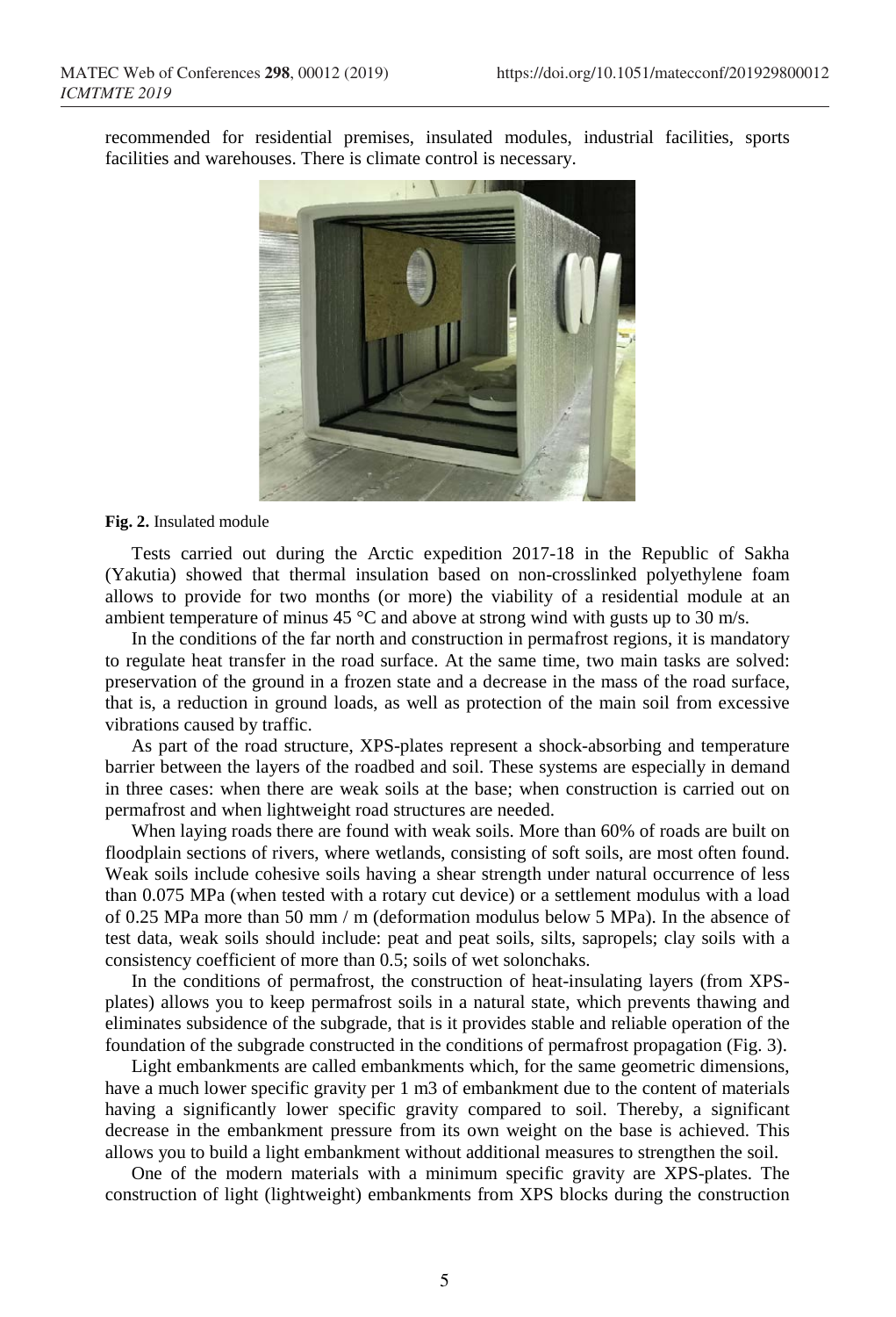recommended for residential premises, insulated modules, industrial facilities, sports facilities and warehouses. There is climate control is necessary.

**Fig. 2.** Insulated module

Tests carried out during the Arctic expedition 2017-18 in the Republic of Sakha (Yakutia) showed that thermal insulation based on non-crosslinked polyethylene foam allows to provide for two months (or more) the viability of a residential module at an ambient temperature of minus 45 °C and above at strong wind with gusts up to 30 m/s.

In the conditions of the far north and construction in permafrost regions, it is mandatory to regulate heat transfer in the road surface. At the same time, two main tasks are solved: preservation of the ground in a frozen state and a decrease in the mass of the road surface, that is, a reduction in ground loads, as well as protection of the main soil from excessive vibrations caused by traffic.

As part of the road structure, XPS-plates represent a shock-absorbing and temperature barrier between the layers of the roadbed and soil. These systems are especially in demand in three cases: when there are weak soils at the base; when construction is carried out on permafrost and when lightweight road structures are needed.

When laying roads there are found with weak soils. More than 60% of roads are built on floodplain sections of rivers, where wetlands, consisting of soft soils, are most often found. Weak soils include cohesive soils having a shear strength under natural occurrence of less than 0.075 MPa (when tested with a rotary cut device) or a settlement modulus with a load of 0.25 MPa more than 50 mm / m (deformation modulus below 5 MPa). In the absence of test data, weak soils should include: peat and peat soils, silts, sapropels; clay soils with a consistency coefficient of more than 0.5; soils of wet solonchaks.

In the conditions of permafrost, the construction of heat-insulating layers (from XPS-plates) allows you to keep permafrost soils in a natural state, which prevents thawing and eliminates subsidence of the subgrade, that is it provides stable and reliable operation of the foundation of the subgrade constructed in the conditions of permafrost propagation (Fig. 3).

Light embankments are called embankments which, for the same geometric dimensions, have a much lower specific gravity per 1 m3 of embankment due to the content of materials having a significantly lower specific gravity compared to soil. Thereby, a significant decrease in the embankment pressure from its own weight on the base is achieved. This allows you to build a light embankment without additional measures to strengthen the soil.

One of the modern materials with a minimum specific gravity are XPS-plates. The construction of light (lightweight) embankments from XPS blocks during the construction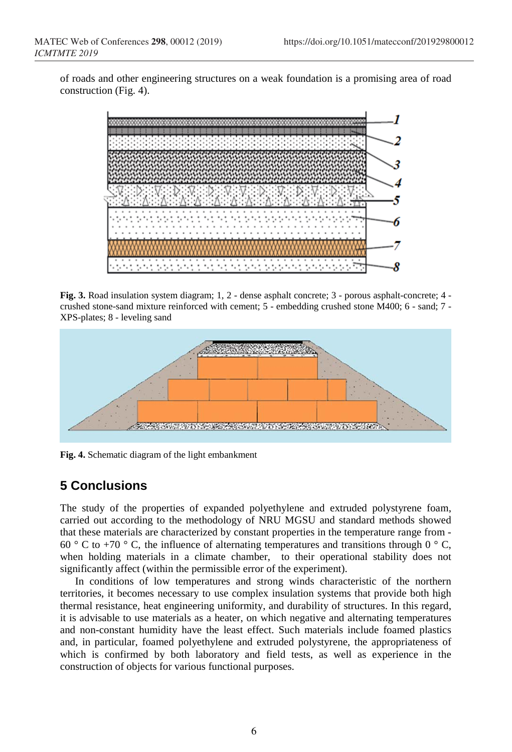of roads and other engineering structures on a weak foundation is a promising area of road construction (Fig. 4).

**Fig. 3.** Road insulation system diagram; 1, 2 - dense asphalt concrete; 3 - porous asphalt-concrete; 4 - crushed stone-sand mixture reinforced with cement; 5 - embedding crushed stone M400; 6 - sand; 7 - XPS-plates; 8 - leveling sand

**Fig. 4.** Schematic diagram of the light embankment

## 5 Conclusions

The study of the properties of expanded polyethylene and extruded polystyrene foam, carried out according to the methodology of NRU MGSU and standard methods showed that these materials are characterized by constant properties in the temperature range from -60 ° C to +70 ° C, the influence of alternating temperatures and transitions through 0 ° C, when holding materials in a climate chamber, to their operational stability does not significantly affect (within the permissible error of the experiment).

In conditions of low temperatures and strong winds characteristic of the northern territories, it becomes necessary to use complex insulation systems that provide both high thermal resistance, heat engineering uniformity, and durability of structures. In this regard, it is advisable to use materials as a heater, on which negative and alternating temperatures and non-constant humidity have the least effect. Such materials include foamed plastics and, in particular, foamed polyethylene and extruded polystyrene, the appropriateness of which is confirmed by both laboratory and field tests, as well as experience in the construction of objects for various functional purposes.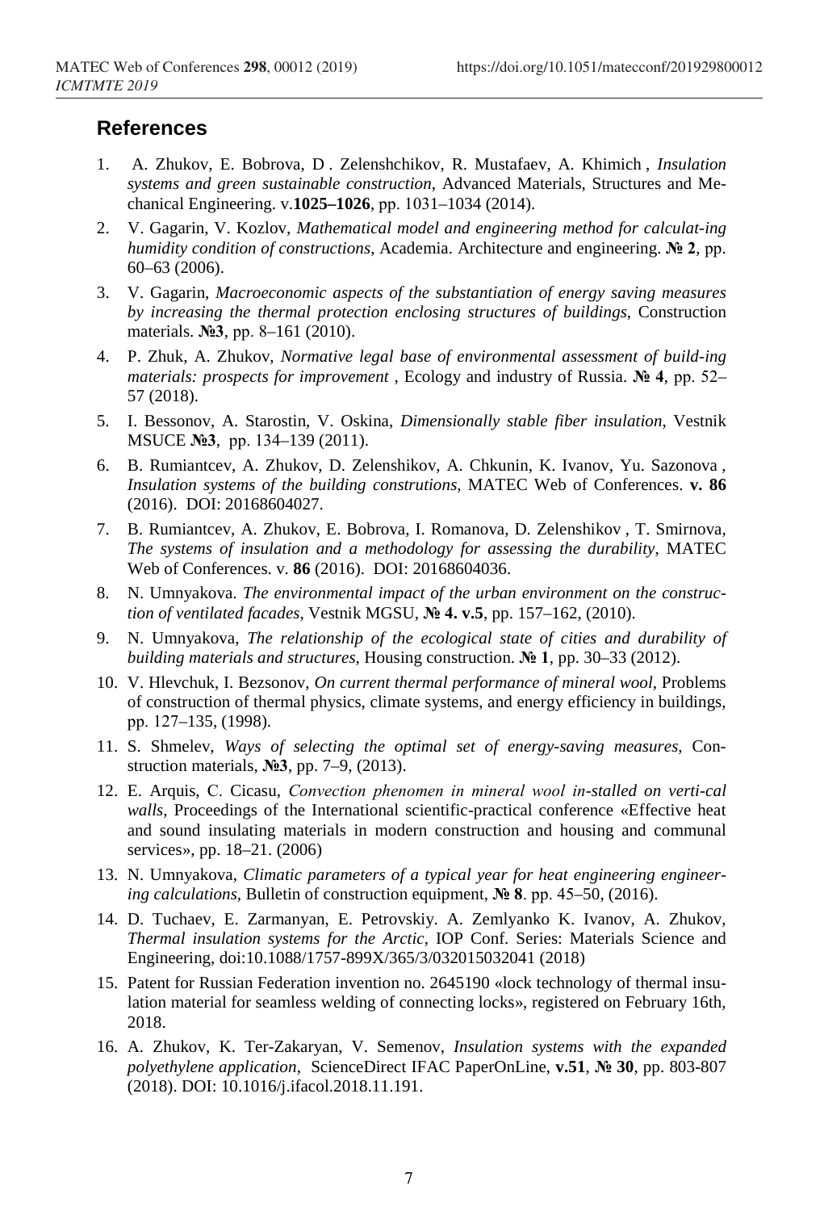## References

1. A. Zhukov, E. Bobrova, D . Zelenshchikov, R. Mustafaev, A. Khimich , *Insulation systems and green sustainable construction*, Advanced Materials, Structures and Mechanical Engineering. v.**1025–1026**, pp. 1031–1034 (2014).
2. V. Gagarin, V. Kozlov, *Mathematical model and engineering method for calculat-ing humidity condition of constructions*, Academia. Architecture and engineering. **№ 2**, pp. 60–63 (2006).
3. V. Gagarin, *Macroeconomic aspects of the substantiation of energy saving measures by increasing the thermal protection enclosing structures of buildings*, Construction materials. **№3**, pp. 8–161 (2010).
4. P. Zhuk, A. Zhukov, *Normative legal base of environmental assessment of build-ing materials: prospects for improvement* , Ecology and industry of Russia. **№ 4**, pp. 52–57 (2018).
5. I. Bessonov, A. Starostin, V. Oskina, *Dimensionally stable fiber insulation*, Vestnik MSUCE **№3**, pp. 134–139 (2011).
6. B. Rumiantcev, A. Zhukov, D. Zelenshikov, A. Chkunin, K. Ivanov, Yu. Sazonova , *Insulation systems of the building construtions*, MATEC Web of Conferences. **v. 86** (2016). DOI: 20168604027.
7. B. Rumiantcev, A. Zhukov, E. Bobrova, I. Romanova, D. Zelenshikov , T. Smirnova, *The systems of insulation and a methodology for assessing the durability*, MATEC Web of Conferences. v. **86** (2016). DOI: 20168604036.
8. N. Umnyakova. *The environmental impact of the urban environment on the construction of ventilated facades*, Vestnik MGSU, **№ 4. v.5**, pp. 157–162, (2010).
9. N. Umnyakova, *The relationship of the ecological state of cities and durability of building materials and structures*, Housing construction. **№ 1**, pp. 30–33 (2012).
10. V. Hlevchuk, I. Bezsonov, *On current thermal performance of mineral wool*, Problems of construction of thermal physics, climate systems, and energy efficiency in buildings, pp. 127–135, (1998).
11. S. Shmelev, *Ways of selecting the optimal set of energy-saving measures*, Construction materials, **№3**, pp. 7–9, (2013).
12. E. Arquis, C. Cicasu, *Convection phenomen in mineral wool in-stalled on verti-cal walls*, Proceedings of the International scientific-practical conference «Effective heat and sound insulating materials in modern construction and housing and communal services», pp. 18–21. (2006)
13. N. Umnyakova, *Climatic parameters of a typical year for heat engineering engineering calculations*, Bulletin of construction equipment, **№ 8**. pp. 45–50, (2016).
14. D. Tuchaev, E. Zarmanyan, E. Petrovskiy. A. Zemlyanko K. Ivanov, A. Zhukov, *Thermal insulation systems for the Arctic*, IOP Conf. Series: Materials Science and Engineering, doi:10.1088/1757-899X/365/3/032015032041 (2018)
15. Patent for Russian Federation invention no. 2645190 «lock technology of thermal insulation material for seamless welding of connecting locks», registered on February 16th, 2018.
16. A. Zhukov, K. Ter-Zakaryan, V. Semenov, *Insulation systems with the expanded polyethylene application*, ScienceDirect IFAC PaperOnLine, **v.51**, **№ 30**, pp. 803-807 (2018). DOI: 10.1016/j.ifacol.2018.11.191.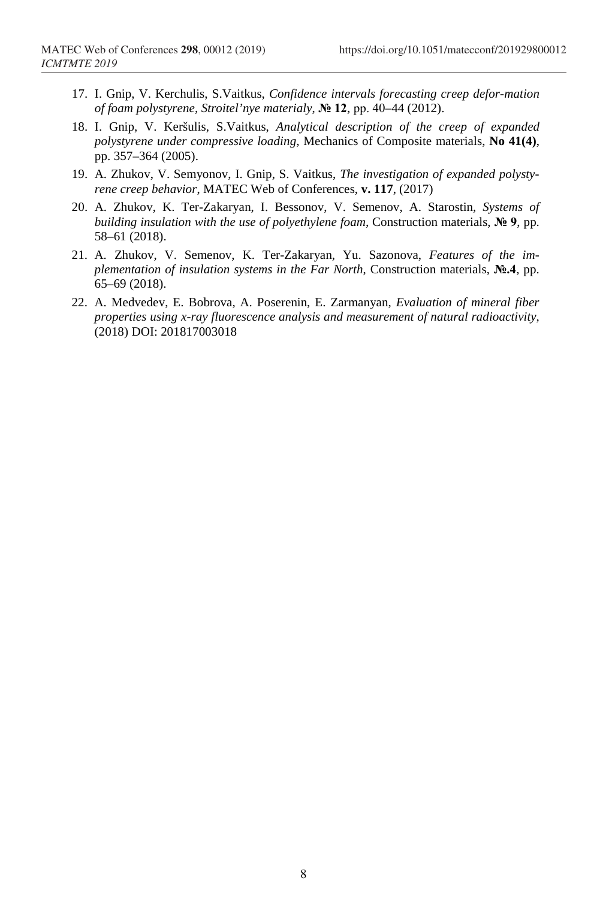17. I. Gnip, V. Kerchulis, S.Vaitkus, *Confidence intervals forecasting creep defor-mation of foam polystyrene, Stroitel'nye materialy*, **№ 12**, pp. 40–44 (2012).
18. I. Gnip, V. Keršulis, S.Vaitkus, *Analytical description of the creep of expanded polystyrene under compressive loading*, Mechanics of Composite materials, **No 41(4)**, pp. 357–364 (2005).
19. A. Zhukov, V. Semyonov, I. Gnip, S. Vaitkus, *The investigation of expanded polystyrene creep behavior*, MATEC Web of Conferences, **v. 117**, (2017)
20. A. Zhukov, K. Ter-Zakaryan, I. Bessonov, V. Semenov, A. Starostin, *Systems of building insulation with the use of polyethylene foam*, Construction materials, **№ 9**, pp. 58–61 (2018).
21. A. Zhukov, V. Semenov, K. Ter-Zakaryan, Yu. Sazonova, *Features of the implementation of insulation systems in the Far North*, Construction materials, **№.4**, pp. 65–69 (2018).
22. A. Medvedev, E. Bobrova, A. Poserenin, E. Zarmanyan, *Evaluation of mineral fiber properties using x-ray fluorescence analysis and measurement of natural radioactivity*, (2018) DOI: 201817003018